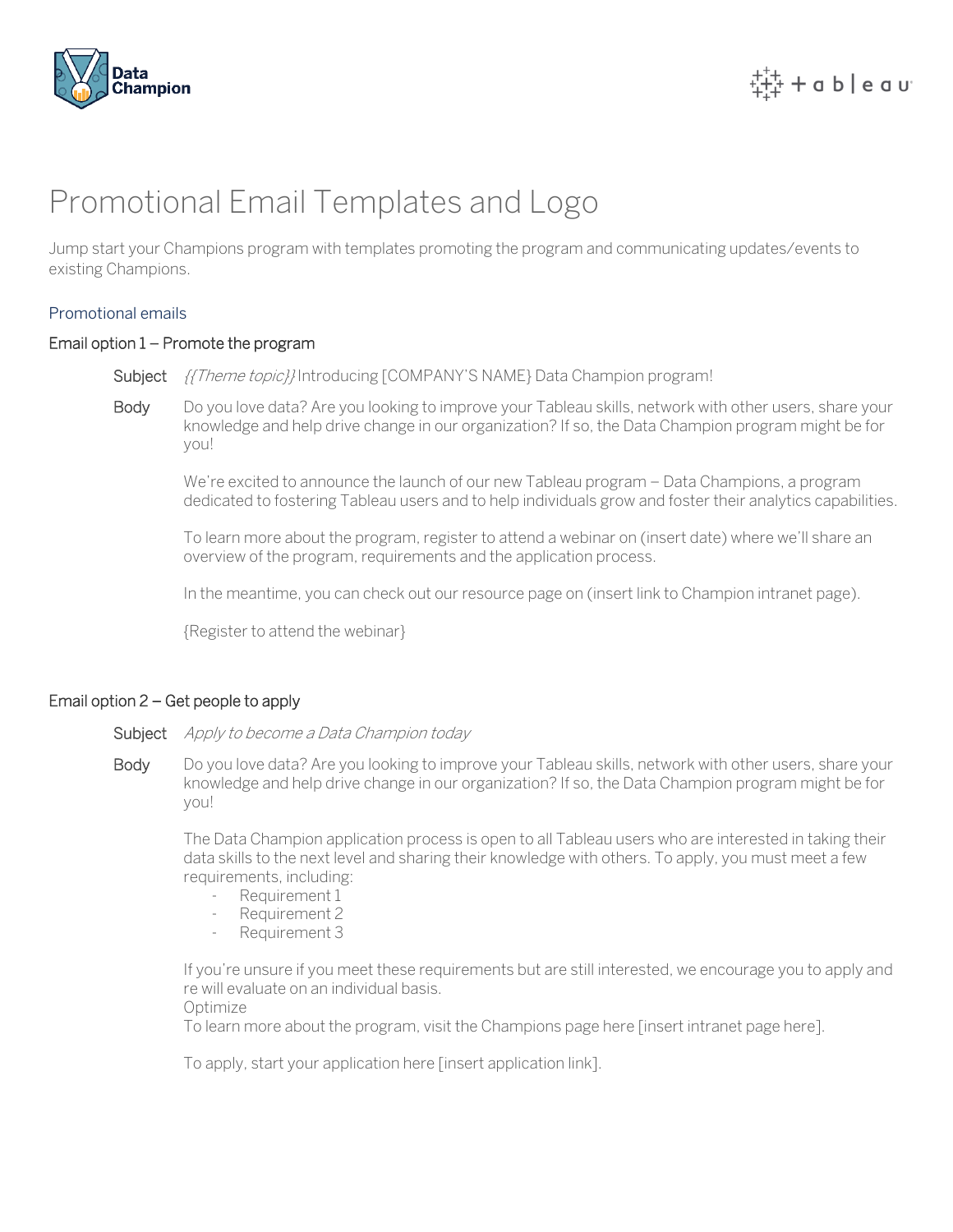# Promotional Email Templates and Logo

Jump start your Champions program with templates promoting the program and communicating updates/events to existing Champions.

## Promotional emails

### Email option 1 – Promote the program

**Subject** *{{Theme topic}}* Introducing [COMPANY'S NAME} Data Champion program!

**Body** Do you love data? Are you looking to improve your Tableau skills, network with other users, share your knowledge and help drive change in our organization? If so, the Data Champion program might be for you!

We're excited to announce the launch of our new Tableau program – Data Champions, a program dedicated to fostering Tableau users and to help individuals grow and foster their analytics capabilities.

To learn more about the program, register to attend a webinar on (insert date) where we'll share an overview of the program, requirements and the application process.

In the meantime, you can check out our resource page on (insert link to Champion intranet page).

{Register to attend the webinar}

### Email option 2 – Get people to apply

**Subject** *Apply to become a Data Champion today*

**Body** Do you love data? Are you looking to improve your Tableau skills, network with other users, share your knowledge and help drive change in our organization? If so, the Data Champion program might be for you!

The Data Champion application process is open to all Tableau users who are interested in taking their data skills to the next level and sharing their knowledge with others. To apply, you must meet a few requirements, including:

- Requirement 1
- Requirement 2
- Requirement 3

If you're unsure if you meet these requirements but are still interested, we encourage you to apply and re will evaluate on an individual basis.
Optimize
To learn more about the program, visit the Champions page here [insert intranet page here].

To apply, start your application here [insert application link].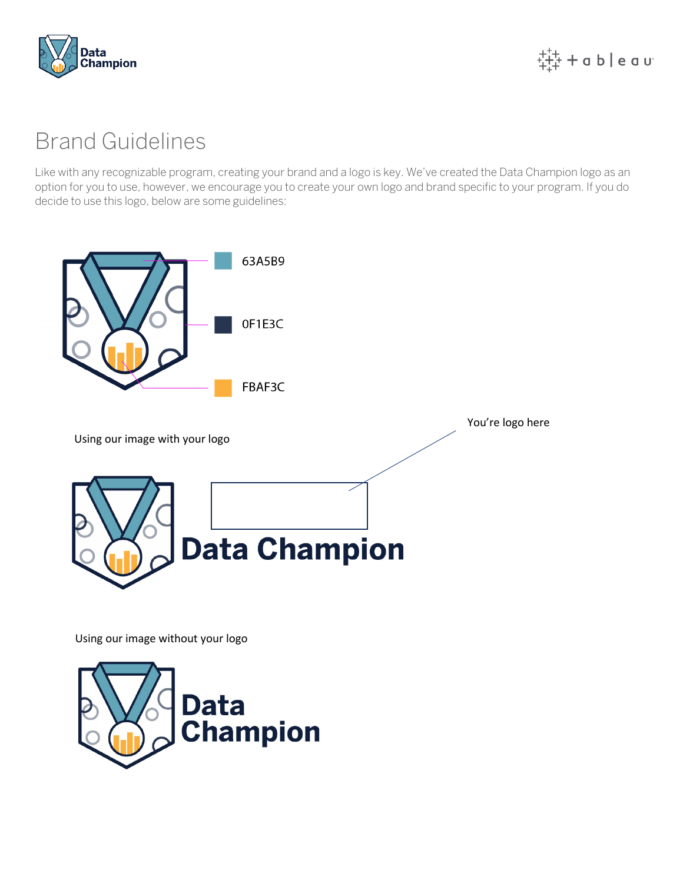# Brand Guidelines

Like with any recognizable program, creating your brand and a logo is key. We've created the Data Champion logo as an option for you to use, however, we encourage you to create your own logo and brand specific to your program. If you do decide to use this logo, below are some guidelines:

63A5B9

0F1E3C

FBAF3C

Using our image with your logo

You're logo here

Data Champion

Using our image without your logo

Data
Champion